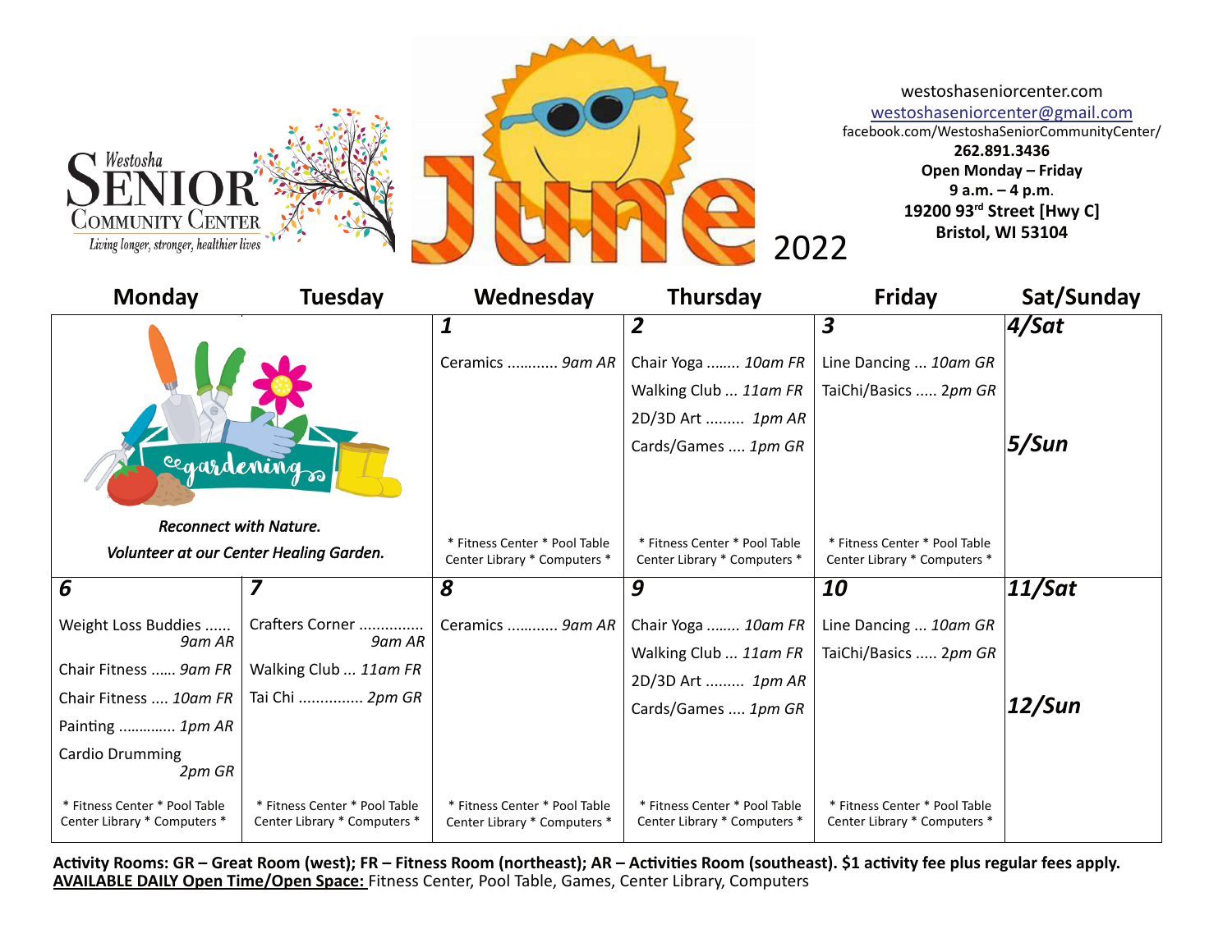# Westosha Senior Community Center

*Living longer, stronger, healthier lives*

# June 2022

westoshaseniorcenter.com
westoshaseniorcenter@gmail.com
facebook.com/WestoshaSeniorCommunityCenter/
**262.891.3436**
**Open Monday – Friday**
**9 a.m. – 4 p.m.**
**19200 93rd Street [Hwy C]**
**Bristol, WI 53104**

| Monday | Tuesday | Wednesday | Thursday | Friday | Sat/Sunday |
|---|---|---|---|---|---|
| gardening *Reconnect with Nature. Volunteer at our Center Healing Garden.* | | ***1*** Ceramics ............ *9am AR* <br> * Fitness Center * Pool Table Center Library * Computers * | ***2*** Chair Yoga ........ *10am FR* <br> Walking Club ... *11am FR* <br> 2D/3D Art ......... *1pm AR* <br> Cards/Games .... *1pm GR* <br> * Fitness Center * Pool Table Center Library * Computers * | ***3*** Line Dancing ... *10am GR* <br> TaiChi/Basics ..... *2pm GR* <br> * Fitness Center * Pool Table Center Library * Computers * | ***4/Sat*** <br> ***5/Sun*** |
| ***6*** Weight Loss Buddies ...... *9am AR* <br> Chair Fitness ...... *9am FR* <br> Chair Fitness .... *10am FR* <br> Painting ............. *1pm AR* <br> Cardio Drumming *2pm GR* <br> * Fitness Center * Pool Table Center Library * Computers * | ***7*** Crafters Corner ............... *9am AR* <br> Walking Club ... *11am FR* <br> Tai Chi ............... *2pm GR* <br> * Fitness Center * Pool Table Center Library * Computers * | ***8*** Ceramics ............ *9am AR* <br> * Fitness Center * Pool Table Center Library * Computers * | ***9*** Chair Yoga ........ *10am FR* <br> Walking Club ... *11am FR* <br> 2D/3D Art ......... *1pm AR* <br> Cards/Games .... *1pm GR* <br> * Fitness Center * Pool Table Center Library * Computers * | ***10*** Line Dancing ... *10am GR* <br> TaiChi/Basics ..... *2pm GR* <br> * Fitness Center * Pool Table Center Library * Computers * | ***11/Sat*** <br> ***12/Sun*** |

**Activity Rooms: GR – Great Room (west); FR – Fitness Room (northeast); AR – Activities Room (southeast). $1 activity fee plus regular fees apply.**
**AVAILABLE DAILY Open Time/Open Space:** Fitness Center, Pool Table, Games, Center Library, Computers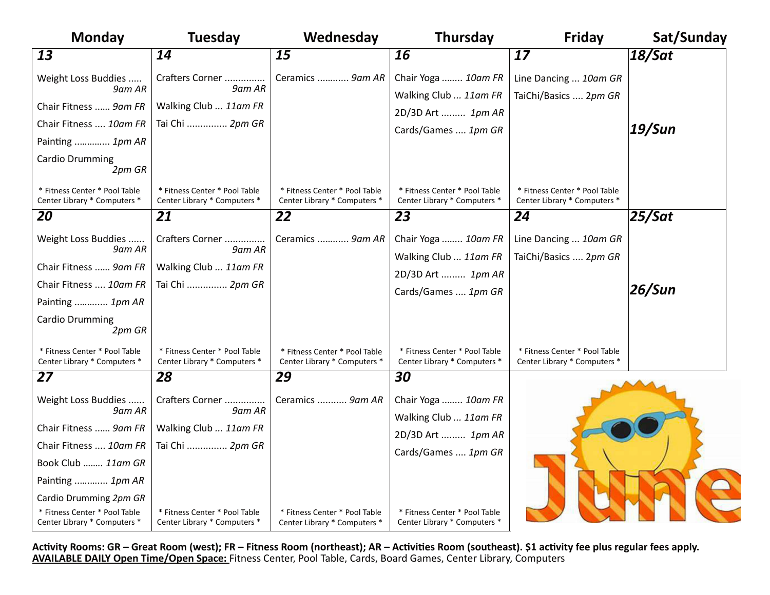| Monday | Tuesday | Wednesday | Thursday | Friday | Sat/Sunday |
|---|---|---|---|---|---|
| **13**<br>Weight Loss Buddies ..... 9am AR<br>Chair Fitness ...... 9am FR<br>Chair Fitness .... 10am FR<br>Painting ............. 1pm AR<br>Cardio Drumming 2pm GR<br>* Fitness Center * Pool Table Center Library * Computers * | **14**<br>Crafters Corner .............. 9am AR<br>Walking Club ... 11am FR<br>Tai Chi .............. 2pm GR<br>* Fitness Center * Pool Table Center Library * Computers * | **15**<br>Ceramics ........... 9am AR<br>* Fitness Center * Pool Table Center Library * Computers * | **16**<br>Chair Yoga ........ 10am FR<br>Walking Club ... 11am FR<br>2D/3D Art ......... 1pm AR<br>Cards/Games .... 1pm GR<br>* Fitness Center * Pool Table Center Library * Computers * | **17**<br>Line Dancing ... 10am GR<br>TaiChi/Basics .... 2pm GR<br>* Fitness Center * Pool Table Center Library * Computers * | **18/Sat**<br>**19/Sun** |
| **20**<br>Weight Loss Buddies ...... 9am AR<br>Chair Fitness ...... 9am FR<br>Chair Fitness .... 10am FR<br>Painting ............ 1pm AR<br>Cardio Drumming 2pm GR<br>* Fitness Center * Pool Table Center Library * Computers * | **21**<br>Crafters Corner .............. 9am AR<br>Walking Club ... 11am FR<br>Tai Chi .............. 2pm GR<br>* Fitness Center * Pool Table Center Library * Computers * | **22**<br>Ceramics ........... 9am AR<br>* Fitness Center * Pool Table Center Library * Computers * | **23**<br>Chair Yoga ........ 10am FR<br>Walking Club ... 11am FR<br>2D/3D Art ......... 1pm AR<br>Cards/Games .... 1pm GR<br>* Fitness Center * Pool Table Center Library * Computers * | **24**<br>Line Dancing ... 10am GR<br>TaiChi/Basics .... 2pm GR<br>* Fitness Center * Pool Table Center Library * Computers * | **25/Sat**<br>**26/Sun** |
| **27**<br>Weight Loss Buddies ...... 9am AR<br>Chair Fitness ...... 9am FR<br>Chair Fitness .... 10am FR<br>Book Club ........ 11am GR<br>Painting ............ 1pm AR<br>Cardio Drumming 2pm GR<br>* Fitness Center * Pool Table Center Library * Computers * | **28**<br>Crafters Corner .............. 9am AR<br>Walking Club ... 11am FR<br>Tai Chi .............. 2pm GR<br>* Fitness Center * Pool Table Center Library * Computers * | **29**<br>Ceramics ........... 9am AR<br>* Fitness Center * Pool Table Center Library * Computers * | **30**<br>Chair Yoga ........ 10am FR<br>Walking Club ... 11am FR<br>2D/3D Art ......... 1pm AR<br>Cards/Games .... 1pm GR<br>* Fitness Center * Pool Table Center Library * Computers * | June | |

**Activity Rooms: GR – Great Room (west); FR – Fitness Room (northeast); AR – Activities Room (southeast). $1 activity fee plus regular fees apply.**
**AVAILABLE DAILY Open Time/Open Space:** Fitness Center, Pool Table, Cards, Board Games, Center Library, Computers